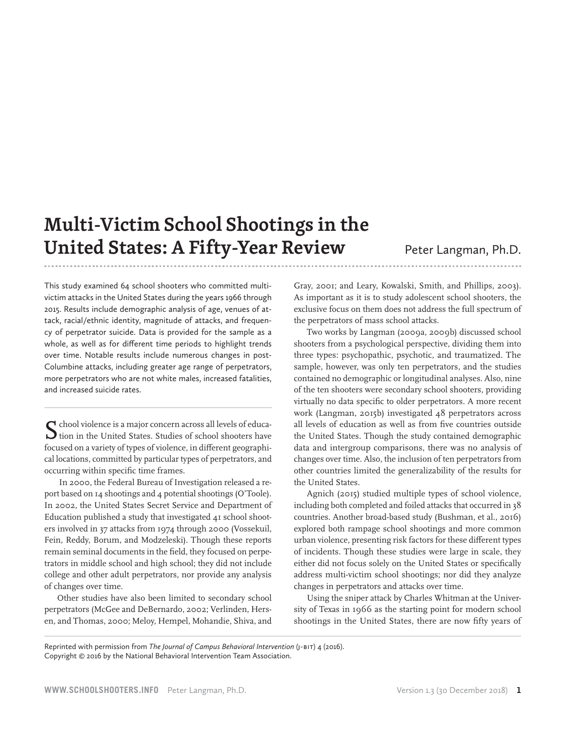# Multi-Victim School Shootings in the United States: A Fifty-Year Review

Peter Langman, Ph.D.

This study examined 64 school shooters who committed multi-victim attacks in the United States during the years 1966 through 2015. Results include demographic analysis of age, venues of attack, racial/ethnic identity, magnitude of attacks, and frequency of perpetrator suicide. Data is provided for the sample as a whole, as well as for different time periods to highlight trends over time. Notable results include numerous changes in post-Columbine attacks, including greater age range of perpetrators, more perpetrators who are not white males, increased fatalities, and increased suicide rates.

---

School violence is a major concern across all levels of education in the United States. Studies of school shooters have focused on a variety of types of violence, in different geographical locations, committed by particular types of perpetrators, and occurring within specific time frames.

In 2000, the Federal Bureau of Investigation released a report based on 14 shootings and 4 potential shootings (O'Toole). In 2002, the United States Secret Service and Department of Education published a study that investigated 41 school shooters involved in 37 attacks from 1974 through 2000 (Vossekuil, Fein, Reddy, Borum, and Modzeleski). Though these reports remain seminal documents in the field, they focused on perpetrators in middle school and high school; they did not include college and other adult perpetrators, nor provide any analysis of changes over time.

Other studies have also been limited to secondary school perpetrators (McGee and DeBernardo, 2002; Verlinden, Hersen, and Thomas, 2000; Meloy, Hempel, Mohandie, Shiva, and Gray, 2001; and Leary, Kowalski, Smith, and Phillips, 2003). As important as it is to study adolescent school shooters, the exclusive focus on them does not address the full spectrum of the perpetrators of mass school attacks.

Two works by Langman (2009a, 2009b) discussed school shooters from a psychological perspective, dividing them into three types: psychopathic, psychotic, and traumatized. The sample, however, was only ten perpetrators, and the studies contained no demographic or longitudinal analyses. Also, nine of the ten shooters were secondary school shooters, providing virtually no data specific to older perpetrators. A more recent work (Langman, 2015b) investigated 48 perpetrators across all levels of education as well as from five countries outside the United States. Though the study contained demographic data and intergroup comparisons, there was no analysis of changes over time. Also, the inclusion of ten perpetrators from other countries limited the generalizability of the results for the United States.

Agnich (2015) studied multiple types of school violence, including both completed and foiled attacks that occurred in 38 countries. Another broad-based study (Bushman, et al., 2016) explored both rampage school shootings and more common urban violence, presenting risk factors for these different types of incidents. Though these studies were large in scale, they either did not focus solely on the United States or specifically address multi-victim school shootings; nor did they analyze changes in perpetrators and attacks over time.

Using the sniper attack by Charles Whitman at the University of Texas in 1966 as the starting point for modern school shootings in the United States, there are now fifty years of

---

Reprinted with permission from *The Journal of Campus Behavioral Intervention* (J-BIT) 4 (2016).
Copyright © 2016 by the National Behavioral Intervention Team Association.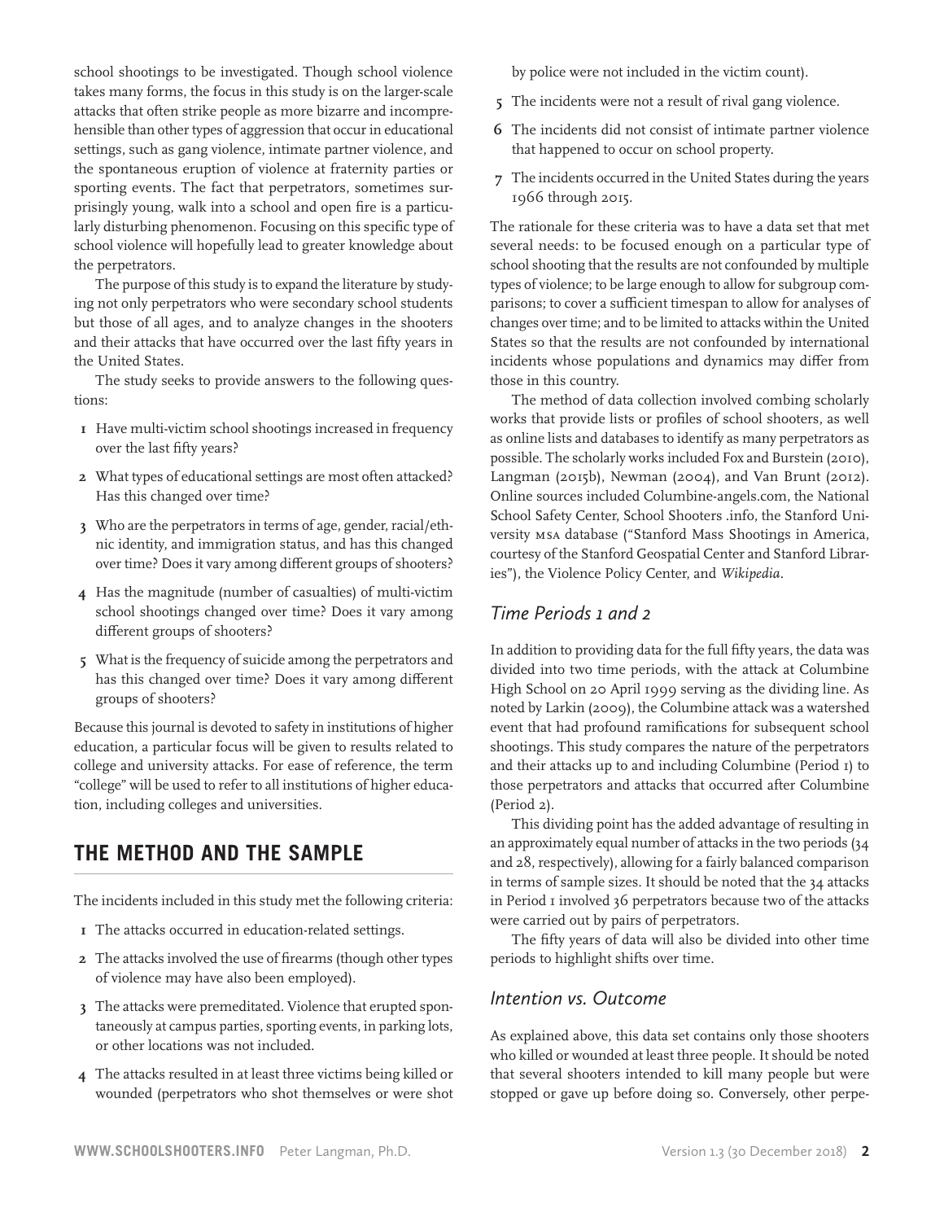school shootings to be investigated. Though school violence takes many forms, the focus in this study is on the larger-scale attacks that often strike people as more bizarre and incomprehensible than other types of aggression that occur in educational settings, such as gang violence, intimate partner violence, and the spontaneous eruption of violence at fraternity parties or sporting events. The fact that perpetrators, sometimes surprisingly young, walk into a school and open fire is a particularly disturbing phenomenon. Focusing on this specific type of school violence will hopefully lead to greater knowledge about the perpetrators.

The purpose of this study is to expand the literature by studying not only perpetrators who were secondary school students but those of all ages, and to analyze changes in the shooters and their attacks that have occurred over the last fifty years in the United States.

The study seeks to provide answers to the following questions:

1. Have multi-victim school shootings increased in frequency over the last fifty years?
2. What types of educational settings are most often attacked? Has this changed over time?
3. Who are the perpetrators in terms of age, gender, racial/ethnic identity, and immigration status, and has this changed over time? Does it vary among different groups of shooters?
4. Has the magnitude (number of casualties) of multi-victim school shootings changed over time? Does it vary among different groups of shooters?
5. What is the frequency of suicide among the perpetrators and has this changed over time? Does it vary among different groups of shooters?

Because this journal is devoted to safety in institutions of higher education, a particular focus will be given to results related to college and university attacks. For ease of reference, the term "college" will be used to refer to all institutions of higher education, including colleges and universities.

## THE METHOD AND THE SAMPLE

The incidents included in this study met the following criteria:

1. The attacks occurred in education-related settings.
2. The attacks involved the use of firearms (though other types of violence may have also been employed).
3. The attacks were premeditated. Violence that erupted spontaneously at campus parties, sporting events, in parking lots, or other locations was not included.
4. The attacks resulted in at least three victims being killed or wounded (perpetrators who shot themselves or were shot by police were not included in the victim count).
5. The incidents were not a result of rival gang violence.
6. The incidents did not consist of intimate partner violence that happened to occur on school property.
7. The incidents occurred in the United States during the years 1966 through 2015.

The rationale for these criteria was to have a data set that met several needs: to be focused enough on a particular type of school shooting that the results are not confounded by multiple types of violence; to be large enough to allow for subgroup comparisons; to cover a sufficient timespan to allow for analyses of changes over time; and to be limited to attacks within the United States so that the results are not confounded by international incidents whose populations and dynamics may differ from those in this country.

The method of data collection involved combing scholarly works that provide lists or profiles of school shooters, as well as online lists and databases to identify as many perpetrators as possible. The scholarly works included Fox and Burstein (2010), Langman (2015b), Newman (2004), and Van Brunt (2012). Online sources included Columbine-angels.com, the National School Safety Center, School Shooters .info, the Stanford University MSA database ("Stanford Mass Shootings in America, courtesy of the Stanford Geospatial Center and Stanford Libraries"), the Violence Policy Center, and *Wikipedia*.

### *Time Periods 1 and 2*

In addition to providing data for the full fifty years, the data was divided into two time periods, with the attack at Columbine High School on 20 April 1999 serving as the dividing line. As noted by Larkin (2009), the Columbine attack was a watershed event that had profound ramifications for subsequent school shootings. This study compares the nature of the perpetrators and their attacks up to and including Columbine (Period 1) to those perpetrators and attacks that occurred after Columbine (Period 2).

This dividing point has the added advantage of resulting in an approximately equal number of attacks in the two periods (34 and 28, respectively), allowing for a fairly balanced comparison in terms of sample sizes. It should be noted that the 34 attacks in Period 1 involved 36 perpetrators because two of the attacks were carried out by pairs of perpetrators.

The fifty years of data will also be divided into other time periods to highlight shifts over time.

### *Intention vs. Outcome*

As explained above, this data set contains only those shooters who killed or wounded at least three people. It should be noted that several shooters intended to kill many people but were stopped or gave up before doing so. Conversely, other perpe-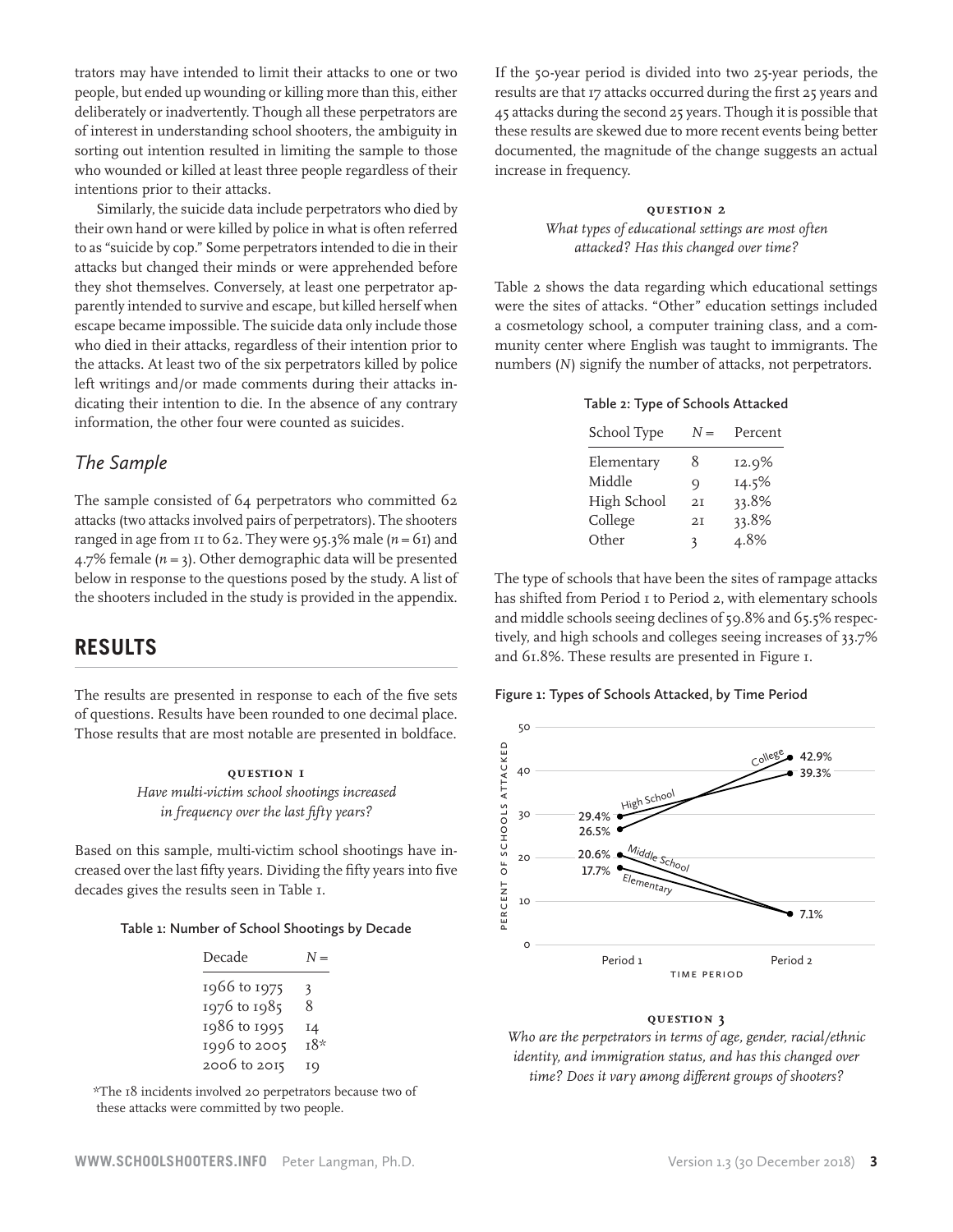trators may have intended to limit their attacks to one or two people, but ended up wounding or killing more than this, either deliberately or inadvertently. Though all these perpetrators are of interest in understanding school shooters, the ambiguity in sorting out intention resulted in limiting the sample to those who wounded or killed at least three people regardless of their intentions prior to their attacks.

Similarly, the suicide data include perpetrators who died by their own hand or were killed by police in what is often referred to as "suicide by cop." Some perpetrators intended to die in their attacks but changed their minds or were apprehended before they shot themselves. Conversely, at least one perpetrator apparently intended to survive and escape, but killed herself when escape became impossible. The suicide data only include those who died in their attacks, regardless of their intention prior to the attacks. At least two of the six perpetrators killed by police left writings and/or made comments during their attacks indicating their intention to die. In the absence of any contrary information, the other four were counted as suicides.

### *The Sample*

The sample consisted of 64 perpetrators who committed 62 attacks (two attacks involved pairs of perpetrators). The shooters ranged in age from 11 to 62. They were 95.3% male (*n* = 61) and 4.7% female (*n* = 3). Other demographic data will be presented below in response to the questions posed by the study. A list of the shooters included in the study is provided in the appendix.

## RESULTS

The results are presented in response to each of the five sets of questions. Results have been rounded to one decimal place. Those results that are most notable are presented in boldface.

#### QUESTION 1

*Have multi-victim school shootings increased in frequency over the last fifty years?*

Based on this sample, multi-victim school shootings have increased over the last fifty years. Dividing the fifty years into five decades gives the results seen in Table 1.

Table 1: Number of School Shootings by Decade

| Decade | *N* = |
|---|---|
| 1966 to 1975 | 3 |
| 1976 to 1985 | 8 |
| 1986 to 1995 | 14 |
| 1996 to 2005 | 18* |
| 2006 to 2015 | 19 |

*The 18 incidents involved 20 perpetrators because two of these attacks were committed by two people.

If the 50-year period is divided into two 25-year periods, the results are that 17 attacks occurred during the first 25 years and 45 attacks during the second 25 years. Though it is possible that these results are skewed due to more recent events being better documented, the magnitude of the change suggests an actual increase in frequency.

#### QUESTION 2

*What types of educational settings are most often attacked? Has this changed over time?*

Table 2 shows the data regarding which educational settings were the sites of attacks. "Other" education settings included a cosmetology school, a computer training class, and a community center where English was taught to immigrants. The numbers (*N*) signify the number of attacks, not perpetrators.

Table 2: Type of Schools Attacked

| School Type | *N* = | Percent |
|---|---|---|
| Elementary | 8 | 12.9% |
| Middle | 9 | 14.5% |
| High School | 21 | 33.8% |
| College | 21 | 33.8% |
| Other | 3 | 4.8% |

The type of schools that have been the sites of rampage attacks has shifted from Period 1 to Period 2, with elementary schools and middle schools seeing declines of 59.8% and 65.5% respectively, and high schools and colleges seeing increases of 33.7% and 61.8%. These results are presented in Figure 1.

Figure 1: Types of Schools Attacked, by Time Period

| School Type | Period 1 | Period 2 |
|---|---|---|
| College | 26.5% | 42.9% |
| High School | 29.4% | 39.3% |
| Middle School | 20.6% | 7.1% |
| Elementary | 17.7% | 7.1% |

#### QUESTION 3

*Who are the perpetrators in terms of age, gender, racial/ethnic identity, and immigration status, and has this changed over time? Does it vary among different groups of shooters?*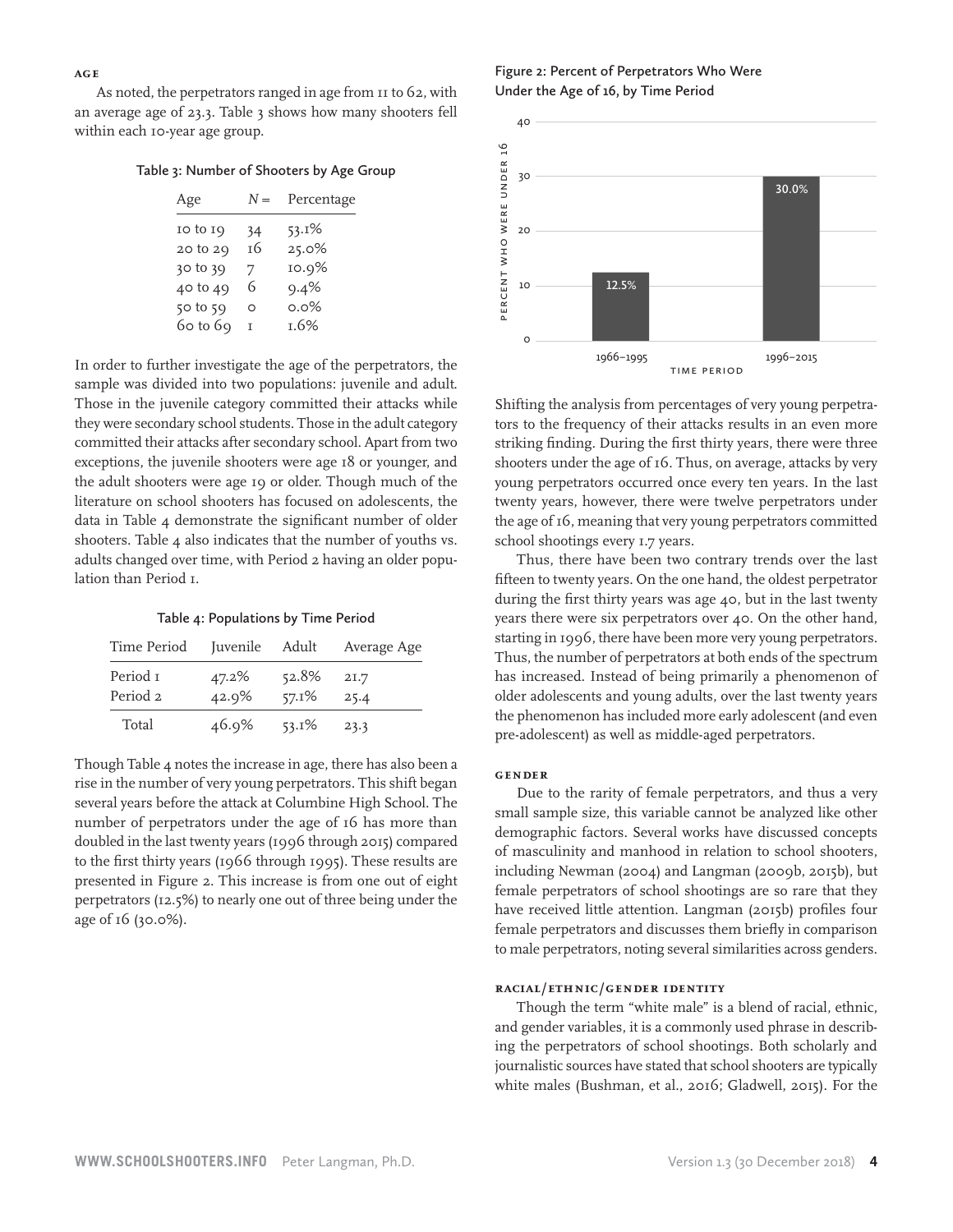### AGE

As noted, the perpetrators ranged in age from 11 to 62, with an average age of 23.3. Table 3 shows how many shooters fell within each 10-year age group.

Table 3: Number of Shooters by Age Group

| Age | $N =$ | Percentage |
|---|---|---|
| 10 to 19 | 34 | 53.1% |
| 20 to 29 | 16 | 25.0% |
| 30 to 39 | 7 | 10.9% |
| 40 to 49 | 6 | 9.4% |
| 50 to 59 | 0 | 0.0% |
| 60 to 69 | 1 | 1.6% |

In order to further investigate the age of the perpetrators, the sample was divided into two populations: juvenile and adult. Those in the juvenile category committed their attacks while they were secondary school students. Those in the adult category committed their attacks after secondary school. Apart from two exceptions, the juvenile shooters were age 18 or younger, and the adult shooters were age 19 or older. Though much of the literature on school shooters has focused on adolescents, the data in Table 4 demonstrate the significant number of older shooters. Table 4 also indicates that the number of youths vs. adults changed over time, with Period 2 having an older population than Period 1.

Table 4: Populations by Time Period

| Time Period | Juvenile | Adult | Average Age |
|---|---|---|---|
| Period 1 | 47.2% | 52.8% | 21.7 |
| Period 2 | 42.9% | 57.1% | 25.4 |
| Total | 46.9% | 53.1% | 23.3 |

Though Table 4 notes the increase in age, there has also been a rise in the number of very young perpetrators. This shift began several years before the attack at Columbine High School. The number of perpetrators under the age of 16 has more than doubled in the last twenty years (1996 through 2015) compared to the first thirty years (1966 through 1995). These results are presented in Figure 2. This increase is from one out of eight perpetrators (12.5%) to nearly one out of three being under the age of 16 (30.0%).

Figure 2: Percent of Perpetrators Who Were Under the Age of 16, by Time Period

| Time Period | Percent who were under 16 |
|---|---|
| 1966–1995 | 12.5% |
| 1996–2015 | 30.0% |

Shifting the analysis from percentages of very young perpetrators to the frequency of their attacks results in an even more striking finding. During the first thirty years, there were three shooters under the age of 16. Thus, on average, attacks by very young perpetrators occurred once every ten years. In the last twenty years, however, there were twelve perpetrators under the age of 16, meaning that very young perpetrators committed school shootings every 1.7 years.

Thus, there have been two contrary trends over the last fifteen to twenty years. On the one hand, the oldest perpetrator during the first thirty years was age 40, but in the last twenty years there were six perpetrators over 40. On the other hand, starting in 1996, there have been more very young perpetrators. Thus, the number of perpetrators at both ends of the spectrum has increased. Instead of being primarily a phenomenon of older adolescents and young adults, over the last twenty years the phenomenon has included more early adolescent (and even pre-adolescent) as well as middle-aged perpetrators.

### GENDER

Due to the rarity of female perpetrators, and thus a very small sample size, this variable cannot be analyzed like other demographic factors. Several works have discussed concepts of masculinity and manhood in relation to school shooters, including Newman (2004) and Langman (2009b, 2015b), but female perpetrators of school shootings are so rare that they have received little attention. Langman (2015b) profiles four female perpetrators and discusses them briefly in comparison to male perpetrators, noting several similarities across genders.

### RACIAL/ETHNIC/GENDER IDENTITY

Though the term "white male" is a blend of racial, ethnic, and gender variables, it is a commonly used phrase in describing the perpetrators of school shootings. Both scholarly and journalistic sources have stated that school shooters are typically white males (Bushman, et al., 2016; Gladwell, 2015). For the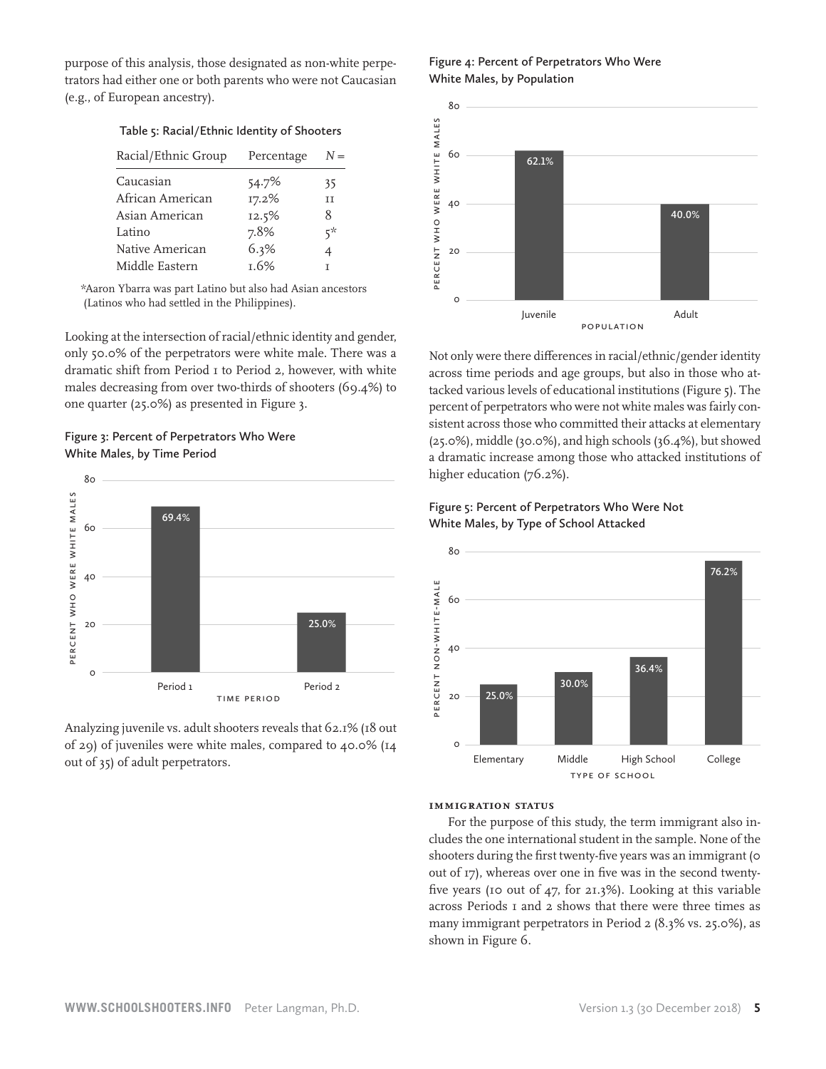purpose of this analysis, those designated as non-white perpetrators had either one or both parents who were not Caucasian (e.g., of European ancestry).

Table 5: Racial/Ethnic Identity of Shooters

| Racial/Ethnic Group | Percentage | *N* = |
|---|---|---|
| Caucasian | 54.7% | 35 |
| African American | 17.2% | 11 |
| Asian American | 12.5% | 8 |
| Latino | 7.8% | 5* |
| Native American | 6.3% | 4 |
| Middle Eastern | 1.6% | 1 |

*Aaron Ybarra was part Latino but also had Asian ancestors (Latinos who had settled in the Philippines).

Looking at the intersection of racial/ethnic identity and gender, only 50.0% of the perpetrators were white male. There was a dramatic shift from Period 1 to Period 2, however, with white males decreasing from over two-thirds of shooters (69.4%) to one quarter (25.0%) as presented in Figure 3.

Figure 3: Percent of Perpetrators Who Were White Males, by Time Period

| Time Period | Percent who were white males |
|---|---|
| Period 1 | 69.4% |
| Period 2 | 25.0% |

Analyzing juvenile vs. adult shooters reveals that 62.1% (18 out of 29) of juveniles were white males, compared to 40.0% (14 out of 35) of adult perpetrators.

Figure 4: Percent of Perpetrators Who Were White Males, by Population

| Population | Percent who were white males |
|---|---|
| Juvenile | 62.1% |
| Adult | 40.0% |

Not only were there differences in racial/ethnic/gender identity across time periods and age groups, but also in those who attacked various levels of educational institutions (Figure 5). The percent of perpetrators who were not white males was fairly consistent across those who committed their attacks at elementary (25.0%), middle (30.0%), and high schools (36.4%), but showed a dramatic increase among those who attacked institutions of higher education (76.2%).

Figure 5: Percent of Perpetrators Who Were Not White Males, by Type of School Attacked

| Type of School | Percent non-white-male |
|---|---|
| Elementary | 25.0% |
| Middle | 30.0% |
| High School | 36.4% |
| College | 76.2% |

### Immigration Status

For the purpose of this study, the term immigrant also includes the one international student in the sample. None of the shooters during the first twenty-five years was an immigrant (0 out of 17), whereas over one in five was in the second twenty-five years (10 out of 47, for 21.3%). Looking at this variable across Periods 1 and 2 shows that there were three times as many immigrant perpetrators in Period 2 (8.3% vs. 25.0%), as shown in Figure 6.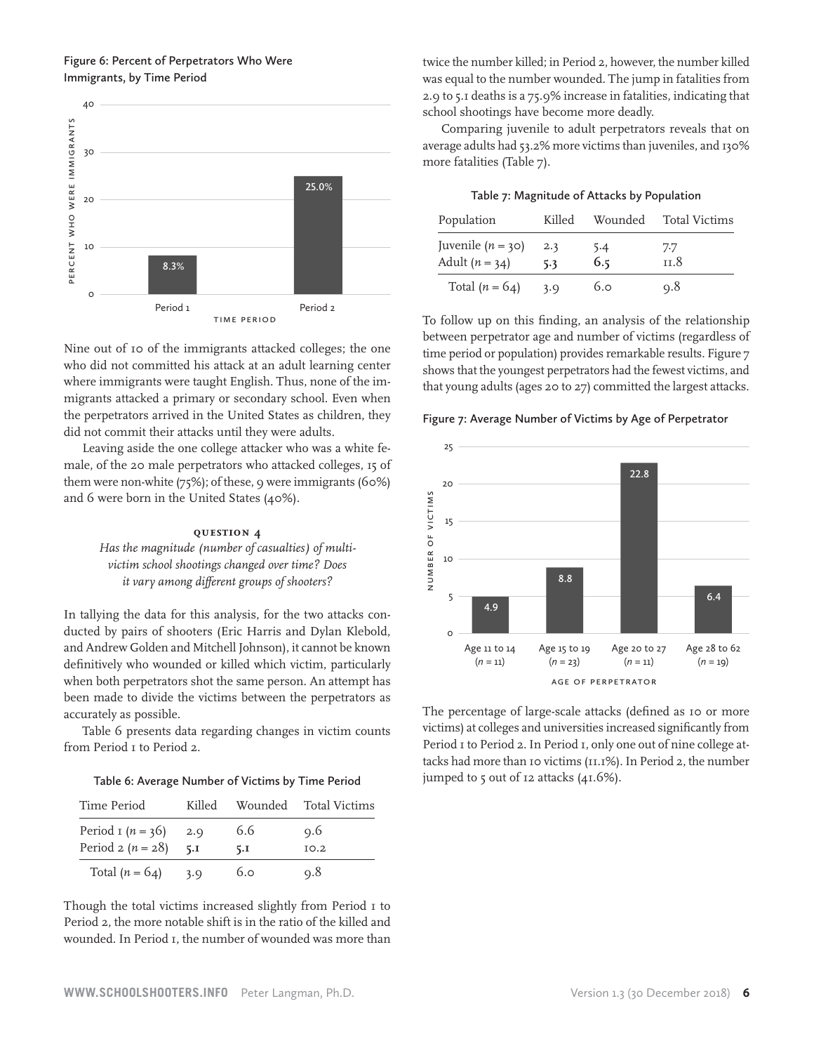Figure 6: Percent of Perpetrators Who Were Immigrants, by Time Period

| Time Period | Percent Who Were Immigrants |
|---|---|
| Period 1 | 8.3% |
| Period 2 | 25.0% |

Nine out of 10 of the immigrants attacked colleges; the one who did not committed his attack at an adult learning center where immigrants were taught English. Thus, none of the immigrants attacked a primary or secondary school. Even when the perpetrators arrived in the United States as children, they did not commit their attacks until they were adults.

Leaving aside the one college attacker who was a white female, of the 20 male perpetrators who attacked colleges, 15 of them were non-white (75%); of these, 9 were immigrants (60%) and 6 were born in the United States (40%).

### QUESTION 4

*Has the magnitude (number of casualties) of multi-victim school shootings changed over time? Does it vary among different groups of shooters?*

In tallying the data for this analysis, for the two attacks conducted by pairs of shooters (Eric Harris and Dylan Klebold, and Andrew Golden and Mitchell Johnson), it cannot be known definitively who wounded or killed which victim, particularly when both perpetrators shot the same person. An attempt has been made to divide the victims between the perpetrators as accurately as possible.

Table 6 presents data regarding changes in victim counts from Period 1 to Period 2.

Table 6: Average Number of Victims by Time Period

| Time Period | Killed | Wounded | Total Victims |
|---|---|---|---|
| Period 1 ($n = 36$) | 2.9 | 6.6 | 9.6 |
| Period 2 ($n = 28$) | **5.1** | **5.1** | 10.2 |
| Total ($n = 64$) | 3.9 | 6.0 | 9.8 |

Though the total victims increased slightly from Period 1 to Period 2, the more notable shift is in the ratio of the killed and wounded. In Period 1, the number of wounded was more than twice the number killed; in Period 2, however, the number killed was equal to the number wounded. The jump in fatalities from 2.9 to 5.1 deaths is a 75.9% increase in fatalities, indicating that school shootings have become more deadly.

Comparing juvenile to adult perpetrators reveals that on average adults had 53.2% more victims than juveniles, and 130% more fatalities (Table 7).

Table 7: Magnitude of Attacks by Population

| Population | Killed | Wounded | Total Victims |
|---|---|---|---|
| Juvenile ($n = 30$) | 2.3 | 5.4 | 7.7 |
| Adult ($n = 34$) | **5.3** | **6.5** | 11.8 |
| Total ($n = 64$) | 3.9 | 6.0 | 9.8 |

To follow up on this finding, an analysis of the relationship between perpetrator age and number of victims (regardless of time period or population) provides remarkable results. Figure 7 shows that the youngest perpetrators had the fewest victims, and that young adults (ages 20 to 27) committed the largest attacks.

Figure 7: Average Number of Victims by Age of Perpetrator

| Age of Perpetrator | Number of Victims |
|---|---|
| Age 11 to 14 ($n = 11$) | 4.9 |
| Age 15 to 19 ($n = 23$) | 8.8 |
| Age 20 to 27 ($n = 11$) | 22.8 |
| Age 28 to 62 ($n = 19$) | 6.4 |

The percentage of large-scale attacks (defined as 10 or more victims) at colleges and universities increased significantly from Period 1 to Period 2. In Period 1, only one out of nine college attacks had more than 10 victims (11.1%). In Period 2, the number jumped to 5 out of 12 attacks (41.6%).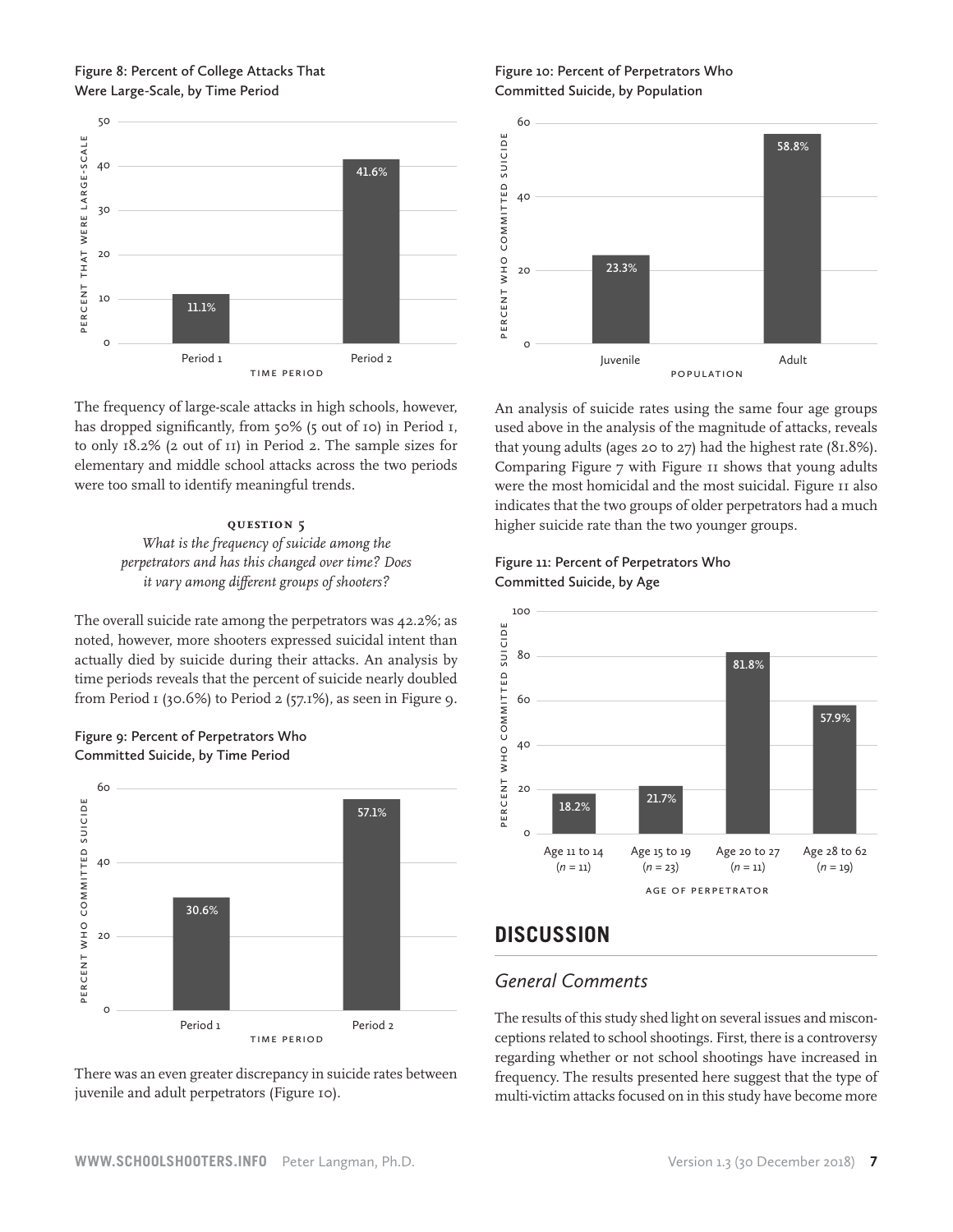Figure 8: Percent of College Attacks That Were Large-Scale, by Time Period

The frequency of large-scale attacks in high schools, however, has dropped significantly, from 50% (5 out of 10) in Period 1, to only 18.2% (2 out of 11) in Period 2. The sample sizes for elementary and middle school attacks across the two periods were too small to identify meaningful trends.

### QUESTION 5

*What is the frequency of suicide among the perpetrators and has this changed over time? Does it vary among different groups of shooters?*

The overall suicide rate among the perpetrators was 42.2%; as noted, however, more shooters expressed suicidal intent than actually died by suicide during their attacks. An analysis by time periods reveals that the percent of suicide nearly doubled from Period 1 (30.6%) to Period 2 (57.1%), as seen in Figure 9.

Figure 9: Percent of Perpetrators Who Committed Suicide, by Time Period

There was an even greater discrepancy in suicide rates between juvenile and adult perpetrators (Figure 10).

Figure 10: Percent of Perpetrators Who Committed Suicide, by Population

An analysis of suicide rates using the same four age groups used above in the analysis of the magnitude of attacks, reveals that young adults (ages 20 to 27) had the highest rate (81.8%). Comparing Figure 7 with Figure 11 shows that young adults were the most homicidal and the most suicidal. Figure 11 also indicates that the two groups of older perpetrators had a much higher suicide rate than the two younger groups.

Figure 11: Percent of Perpetrators Who Committed Suicide, by Age

## DISCUSSION

### *General Comments*

The results of this study shed light on several issues and misconceptions related to school shootings. First, there is a controversy regarding whether or not school shootings have increased in frequency. The results presented here suggest that the type of multi-victim attacks focused on in this study have become more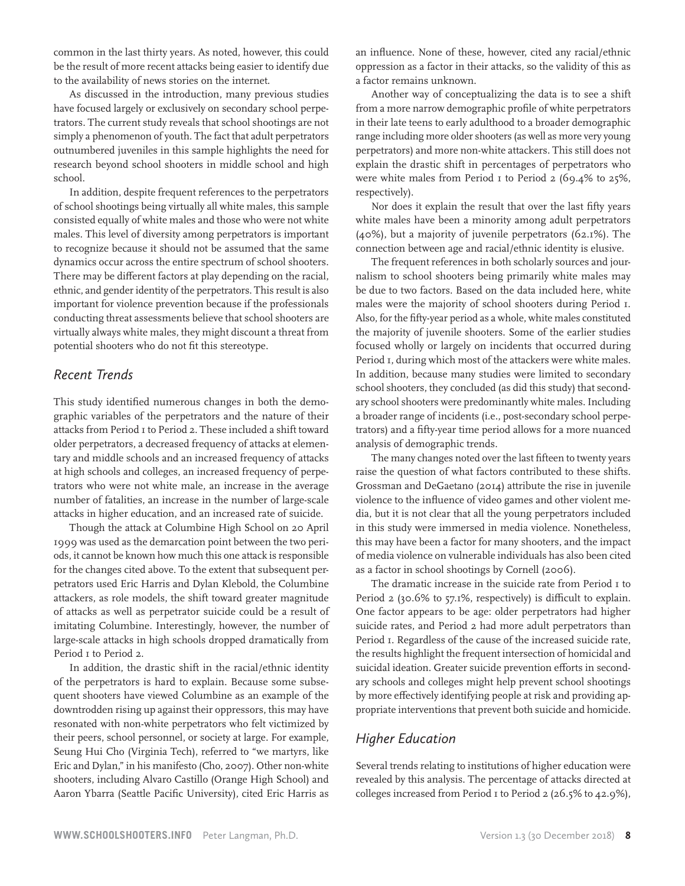common in the last thirty years. As noted, however, this could be the result of more recent attacks being easier to identify due to the availability of news stories on the internet.

As discussed in the introduction, many previous studies have focused largely or exclusively on secondary school perpetrators. The current study reveals that school shootings are not simply a phenomenon of youth. The fact that adult perpetrators outnumbered juveniles in this sample highlights the need for research beyond school shooters in middle school and high school.

In addition, despite frequent references to the perpetrators of school shootings being virtually all white males, this sample consisted equally of white males and those who were not white males. This level of diversity among perpetrators is important to recognize because it should not be assumed that the same dynamics occur across the entire spectrum of school shooters. There may be different factors at play depending on the racial, ethnic, and gender identity of the perpetrators. This result is also important for violence prevention because if the professionals conducting threat assessments believe that school shooters are virtually always white males, they might discount a threat from potential shooters who do not fit this stereotype.

## *Recent Trends*

This study identified numerous changes in both the demographic variables of the perpetrators and the nature of their attacks from Period 1 to Period 2. These included a shift toward older perpetrators, a decreased frequency of attacks at elementary and middle schools and an increased frequency of attacks at high schools and colleges, an increased frequency of perpetrators who were not white male, an increase in the average number of fatalities, an increase in the number of large-scale attacks in higher education, and an increased rate of suicide.

Though the attack at Columbine High School on 20 April 1999 was used as the demarcation point between the two periods, it cannot be known how much this one attack is responsible for the changes cited above. To the extent that subsequent perpetrators used Eric Harris and Dylan Klebold, the Columbine attackers, as role models, the shift toward greater magnitude of attacks as well as perpetrator suicide could be a result of imitating Columbine. Interestingly, however, the number of large-scale attacks in high schools dropped dramatically from Period 1 to Period 2.

In addition, the drastic shift in the racial/ethnic identity of the perpetrators is hard to explain. Because some subsequent shooters have viewed Columbine as an example of the downtrodden rising up against their oppressors, this may have resonated with non-white perpetrators who felt victimized by their peers, school personnel, or society at large. For example, Seung Hui Cho (Virginia Tech), referred to "we martyrs, like Eric and Dylan," in his manifesto (Cho, 2007). Other non-white shooters, including Alvaro Castillo (Orange High School) and Aaron Ybarra (Seattle Pacific University), cited Eric Harris as an influence. None of these, however, cited any racial/ethnic oppression as a factor in their attacks, so the validity of this as a factor remains unknown.

Another way of conceptualizing the data is to see a shift from a more narrow demographic profile of white perpetrators in their late teens to early adulthood to a broader demographic range including more older shooters (as well as more very young perpetrators) and more non-white attackers. This still does not explain the drastic shift in percentages of perpetrators who were white males from Period 1 to Period 2 (69.4% to 25%, respectively).

Nor does it explain the result that over the last fifty years white males have been a minority among adult perpetrators (40%), but a majority of juvenile perpetrators (62.1%). The connection between age and racial/ethnic identity is elusive.

The frequent references in both scholarly sources and journalism to school shooters being primarily white males may be due to two factors. Based on the data included here, white males were the majority of school shooters during Period 1. Also, for the fifty-year period as a whole, white males constituted the majority of juvenile shooters. Some of the earlier studies focused wholly or largely on incidents that occurred during Period 1, during which most of the attackers were white males. In addition, because many studies were limited to secondary school shooters, they concluded (as did this study) that secondary school shooters were predominantly white males. Including a broader range of incidents (i.e., post-secondary school perpetrators) and a fifty-year time period allows for a more nuanced analysis of demographic trends.

The many changes noted over the last fifteen to twenty years raise the question of what factors contributed to these shifts. Grossman and DeGaetano (2014) attribute the rise in juvenile violence to the influence of video games and other violent media, but it is not clear that all the young perpetrators included in this study were immersed in media violence. Nonetheless, this may have been a factor for many shooters, and the impact of media violence on vulnerable individuals has also been cited as a factor in school shootings by Cornell (2006).

The dramatic increase in the suicide rate from Period 1 to Period 2 (30.6% to 57.1%, respectively) is difficult to explain. One factor appears to be age: older perpetrators had higher suicide rates, and Period 2 had more adult perpetrators than Period 1. Regardless of the cause of the increased suicide rate, the results highlight the frequent intersection of homicidal and suicidal ideation. Greater suicide prevention efforts in secondary schools and colleges might help prevent school shootings by more effectively identifying people at risk and providing appropriate interventions that prevent both suicide and homicide.

## *Higher Education*

Several trends relating to institutions of higher education were revealed by this analysis. The percentage of attacks directed at colleges increased from Period 1 to Period 2 (26.5% to 42.9%),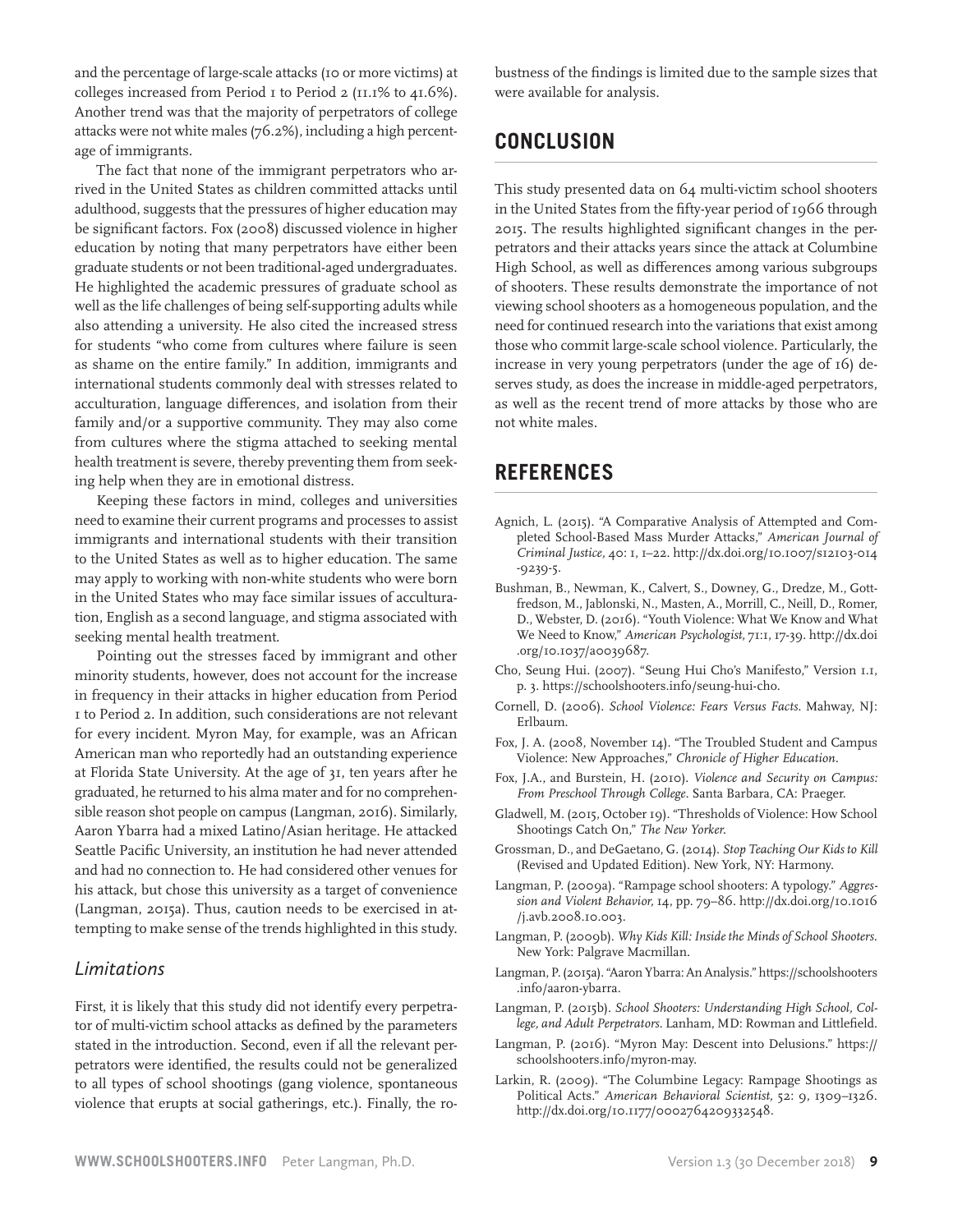and the percentage of large-scale attacks (10 or more victims) at colleges increased from Period 1 to Period 2 (11.1% to 41.6%). Another trend was that the majority of perpetrators of college attacks were not white males (76.2%), including a high percentage of immigrants.

The fact that none of the immigrant perpetrators who arrived in the United States as children committed attacks until adulthood, suggests that the pressures of higher education may be significant factors. Fox (2008) discussed violence in higher education by noting that many perpetrators have either been graduate students or not been traditional-aged undergraduates. He highlighted the academic pressures of graduate school as well as the life challenges of being self-supporting adults while also attending a university. He also cited the increased stress for students "who come from cultures where failure is seen as shame on the entire family." In addition, immigrants and international students commonly deal with stresses related to acculturation, language differences, and isolation from their family and/or a supportive community. They may also come from cultures where the stigma attached to seeking mental health treatment is severe, thereby preventing them from seeking help when they are in emotional distress.

Keeping these factors in mind, colleges and universities need to examine their current programs and processes to assist immigrants and international students with their transition to the United States as well as to higher education. The same may apply to working with non-white students who were born in the United States who may face similar issues of acculturation, English as a second language, and stigma associated with seeking mental health treatment.

Pointing out the stresses faced by immigrant and other minority students, however, does not account for the increase in frequency in their attacks in higher education from Period 1 to Period 2. In addition, such considerations are not relevant for every incident. Myron May, for example, was an African American man who reportedly had an outstanding experience at Florida State University. At the age of 31, ten years after he graduated, he returned to his alma mater and for no comprehensible reason shot people on campus (Langman, 2016). Similarly, Aaron Ybarra had a mixed Latino/Asian heritage. He attacked Seattle Pacific University, an institution he had never attended and had no connection to. He had considered other venues for his attack, but chose this university as a target of convenience (Langman, 2015a). Thus, caution needs to be exercised in attempting to make sense of the trends highlighted in this study.

### *Limitations*

First, it is likely that this study did not identify every perpetrator of multi-victim school attacks as defined by the parameters stated in the introduction. Second, even if all the relevant perpetrators were identified, the results could not be generalized to all types of school shootings (gang violence, spontaneous violence that erupts at social gatherings, etc.). Finally, the robustness of the findings is limited due to the sample sizes that were available for analysis.

## CONCLUSION

This study presented data on 64 multi-victim school shooters in the United States from the fifty-year period of 1966 through 2015. The results highlighted significant changes in the perpetrators and their attacks years since the attack at Columbine High School, as well as differences among various subgroups of shooters. These results demonstrate the importance of not viewing school shooters as a homogeneous population, and the need for continued research into the variations that exist among those who commit large-scale school violence. Particularly, the increase in very young perpetrators (under the age of 16) deserves study, as does the increase in middle-aged perpetrators, as well as the recent trend of more attacks by those who are not white males.

## REFERENCES

Agnich, L. (2015). "A Comparative Analysis of Attempted and Completed School-Based Mass Murder Attacks," *American Journal of Criminal Justice,* 40: 1, 1–22. http://dx.doi.org/10.1007/s12103-014-9239-5.

Bushman, B., Newman, K., Calvert, S., Downey, G., Dredze, M., Gottfredson, M., Jablonski, N., Masten, A., Morrill, C., Neill, D., Romer, D., Webster, D. (2016). "Youth Violence: What We Know and What We Need to Know," *American Psychologist,* 71:1, 17-39. http://dx.doi.org/10.1037/a0039687.

Cho, Seung Hui. (2007). "Seung Hui Cho's Manifesto," Version 1.1, p. 3. https://schoolshooters.info/seung-hui-cho.

Cornell, D. (2006). *School Violence: Fears Versus Facts.* Mahway, NJ: Erlbaum.

Fox, J. A. (2008, November 14). "The Troubled Student and Campus Violence: New Approaches," *Chronicle of Higher Education.*

Fox, J.A., and Burstein, H. (2010). *Violence and Security on Campus: From Preschool Through College.* Santa Barbara, CA: Praeger.

Gladwell, M. (2015, October 19). "Thresholds of Violence: How School Shootings Catch On," *The New Yorker.*

Grossman, D., and DeGaetano, G. (2014). *Stop Teaching Our Kids to Kill* (Revised and Updated Edition). New York, NY: Harmony.

Langman, P. (2009a). "Rampage school shooters: A typology." *Aggression and Violent Behavior,* 14, pp. 79–86. http://dx.doi.org/10.1016/j.avb.2008.10.003.

Langman, P. (2009b). *Why Kids Kill: Inside the Minds of School Shooters.* New York: Palgrave Macmillan.

Langman, P. (2015a). "Aaron Ybarra: An Analysis." https://schoolshooters.info/aaron-ybarra.

Langman, P. (2015b). *School Shooters: Understanding High School, College, and Adult Perpetrators.* Lanham, MD: Rowman and Littlefield.

Langman, P. (2016). "Myron May: Descent into Delusions." https://schoolshooters.info/myron-may.

Larkin, R. (2009). "The Columbine Legacy: Rampage Shootings as Political Acts." *American Behavioral Scientist,* 52: 9, 1309–1326. http://dx.doi.org/10.1177/0002764209332548.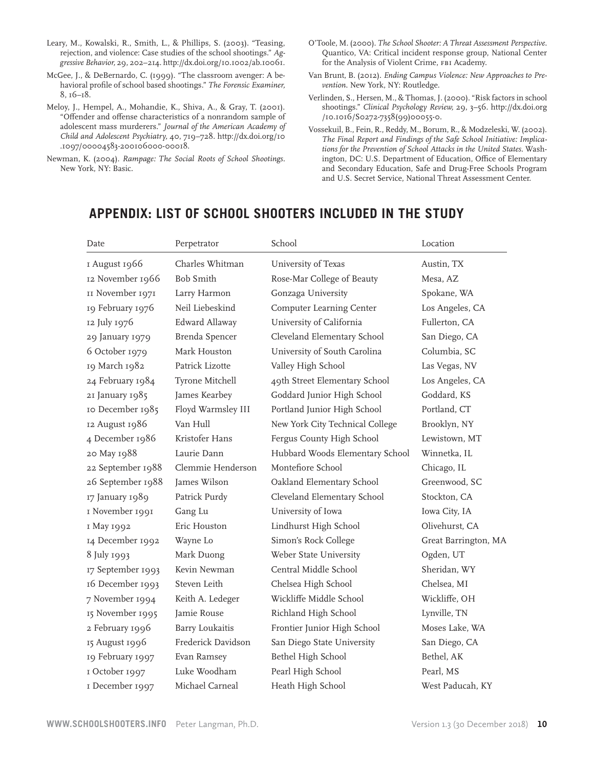Leary, M., Kowalski, R., Smith, L., & Phillips, S. (2003). "Teasing, rejection, and violence: Case studies of the school shootings." *Aggressive Behavior,* 29, 202–214. http://dx.doi.org/10.1002/ab.10061.

McGee, J., & DeBernardo, C. (1999). "The classroom avenger: A behavioral profile of school based shootings." *The Forensic Examiner,* 8, 16–18.

Meloy, J., Hempel, A., Mohandie, K., Shiva, A., & Gray, T. (2001). "Offender and offense characteristics of a nonrandom sample of adolescent mass murderers." *Journal of the American Academy of Child and Adolescent Psychiatry,* 40, 719–728. http://dx.doi.org/10.1097/00004583-200106000-00018.

Newman, K. (2004). *Rampage: The Social Roots of School Shootings*. New York, NY: Basic.

O'Toole, M. (2000). *The School Shooter: A Threat Assessment Perspective*. Quantico, VA: Critical incident response group, National Center for the Analysis of Violent Crime, FBI Academy.

Van Brunt, B. (2012). *Ending Campus Violence: New Approaches to Prevention*. New York, NY: Routledge.

Verlinden, S., Hersen, M., & Thomas, J. (2000). "Risk factors in school shootings." *Clinical Psychology Review,* 29, 3–56. http://dx.doi.org/10.1016/S0272-7358(99)00055-0.

Vossekuil, B., Fein, R., Reddy, M., Borum, R., & Modzeleski, W. (2002). *The Final Report and Findings of the Safe School Initiative: Implications for the Prevention of School Attacks in the United States*. Washington, DC: U.S. Department of Education, Office of Elementary and Secondary Education, Safe and Drug-Free Schools Program and U.S. Secret Service, National Threat Assessment Center.

## APPENDIX: LIST OF SCHOOL SHOOTERS INCLUDED IN THE STUDY

| Date | Perpetrator | School | Location |
|---|---|---|---|
| 1 August 1966 | Charles Whitman | University of Texas | Austin, TX |
| 12 November 1966 | Bob Smith | Rose-Mar College of Beauty | Mesa, AZ |
| 11 November 1971 | Larry Harmon | Gonzaga University | Spokane, WA |
| 19 February 1976 | Neil Liebeskind | Computer Learning Center | Los Angeles, CA |
| 12 July 1976 | Edward Allaway | University of California | Fullerton, CA |
| 29 January 1979 | Brenda Spencer | Cleveland Elementary School | San Diego, CA |
| 6 October 1979 | Mark Houston | University of South Carolina | Columbia, SC |
| 19 March 1982 | Patrick Lizotte | Valley High School | Las Vegas, NV |
| 24 February 1984 | Tyrone Mitchell | 49th Street Elementary School | Los Angeles, CA |
| 21 January 1985 | James Kearbey | Goddard Junior High School | Goddard, KS |
| 10 December 1985 | Floyd Warmsley III | Portland Junior High School | Portland, CT |
| 12 August 1986 | Van Hull | New York City Technical College | Brooklyn, NY |
| 4 December 1986 | Kristofer Hans | Fergus County High School | Lewistown, MT |
| 20 May 1988 | Laurie Dann | Hubbard Woods Elementary School | Winnetka, IL |
| 22 September 1988 | Clemmie Henderson | Montefiore School | Chicago, IL |
| 26 September 1988 | James Wilson | Oakland Elementary School | Greenwood, SC |
| 17 January 1989 | Patrick Purdy | Cleveland Elementary School | Stockton, CA |
| 1 November 1991 | Gang Lu | University of Iowa | Iowa City, IA |
| 1 May 1992 | Eric Houston | Lindhurst High School | Olivehurst, CA |
| 14 December 1992 | Wayne Lo | Simon's Rock College | Great Barrington, MA |
| 8 July 1993 | Mark Duong | Weber State University | Ogden, UT |
| 17 September 1993 | Kevin Newman | Central Middle School | Sheridan, WY |
| 16 December 1993 | Steven Leith | Chelsea High School | Chelsea, MI |
| 7 November 1994 | Keith A. Ledeger | Wickliffe Middle School | Wickliffe, OH |
| 15 November 1995 | Jamie Rouse | Richland High School | Lynville, TN |
| 2 February 1996 | Barry Loukaitis | Frontier Junior High School | Moses Lake, WA |
| 15 August 1996 | Frederick Davidson | San Diego State University | San Diego, CA |
| 19 February 1997 | Evan Ramsey | Bethel High School | Bethel, AK |
| 1 October 1997 | Luke Woodham | Pearl High School | Pearl, MS |
| 1 December 1997 | Michael Carneal | Heath High School | West Paducah, KY |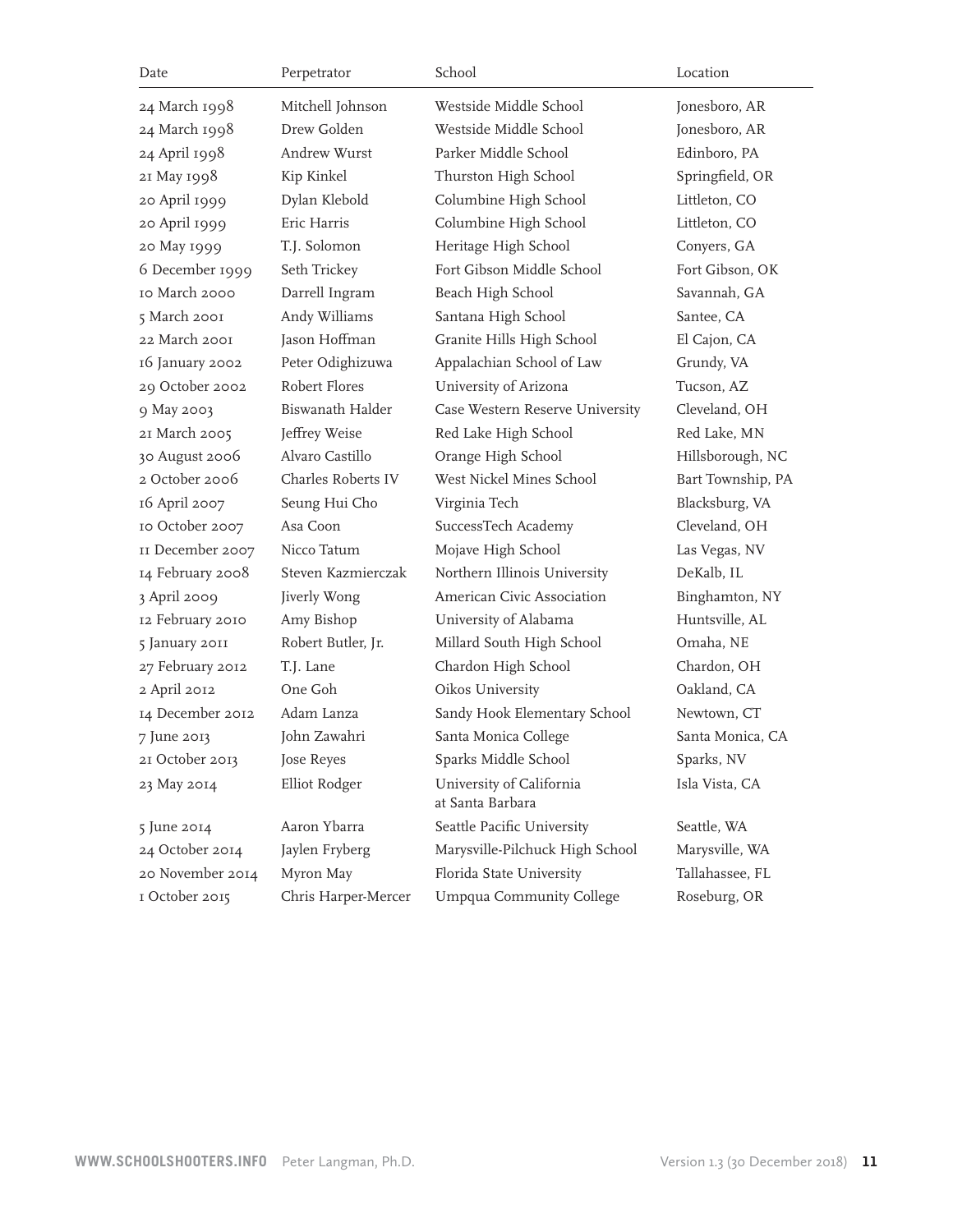| Date | Perpetrator | School | Location |
|---|---|---|---|
| 24 March 1998 | Mitchell Johnson | Westside Middle School | Jonesboro, AR |
| 24 March 1998 | Drew Golden | Westside Middle School | Jonesboro, AR |
| 24 April 1998 | Andrew Wurst | Parker Middle School | Edinboro, PA |
| 21 May 1998 | Kip Kinkel | Thurston High School | Springfield, OR |
| 20 April 1999 | Dylan Klebold | Columbine High School | Littleton, CO |
| 20 April 1999 | Eric Harris | Columbine High School | Littleton, CO |
| 20 May 1999 | T.J. Solomon | Heritage High School | Conyers, GA |
| 6 December 1999 | Seth Trickey | Fort Gibson Middle School | Fort Gibson, OK |
| 10 March 2000 | Darrell Ingram | Beach High School | Savannah, GA |
| 5 March 2001 | Andy Williams | Santana High School | Santee, CA |
| 22 March 2001 | Jason Hoffman | Granite Hills High School | El Cajon, CA |
| 16 January 2002 | Peter Odighizuwa | Appalachian School of Law | Grundy, VA |
| 29 October 2002 | Robert Flores | University of Arizona | Tucson, AZ |
| 9 May 2003 | Biswanath Halder | Case Western Reserve University | Cleveland, OH |
| 21 March 2005 | Jeffrey Weise | Red Lake High School | Red Lake, MN |
| 30 August 2006 | Alvaro Castillo | Orange High School | Hillsborough, NC |
| 2 October 2006 | Charles Roberts IV | West Nickel Mines School | Bart Township, PA |
| 16 April 2007 | Seung Hui Cho | Virginia Tech | Blacksburg, VA |
| 10 October 2007 | Asa Coon | SuccessTech Academy | Cleveland, OH |
| 11 December 2007 | Nicco Tatum | Mojave High School | Las Vegas, NV |
| 14 February 2008 | Steven Kazmierczak | Northern Illinois University | DeKalb, IL |
| 3 April 2009 | Jiverly Wong | American Civic Association | Binghamton, NY |
| 12 February 2010 | Amy Bishop | University of Alabama | Huntsville, AL |
| 5 January 2011 | Robert Butler, Jr. | Millard South High School | Omaha, NE |
| 27 February 2012 | T.J. Lane | Chardon High School | Chardon, OH |
| 2 April 2012 | One Goh | Oikos University | Oakland, CA |
| 14 December 2012 | Adam Lanza | Sandy Hook Elementary School | Newtown, CT |
| 7 June 2013 | John Zawahri | Santa Monica College | Santa Monica, CA |
| 21 October 2013 | Jose Reyes | Sparks Middle School | Sparks, NV |
| 23 May 2014 | Elliot Rodger | University of California at Santa Barbara | Isla Vista, CA |
| 5 June 2014 | Aaron Ybarra | Seattle Pacific University | Seattle, WA |
| 24 October 2014 | Jaylen Fryberg | Marysville-Pilchuck High School | Marysville, WA |
| 20 November 2014 | Myron May | Florida State University | Tallahassee, FL |
| 1 October 2015 | Chris Harper-Mercer | Umpqua Community College | Roseburg, OR |